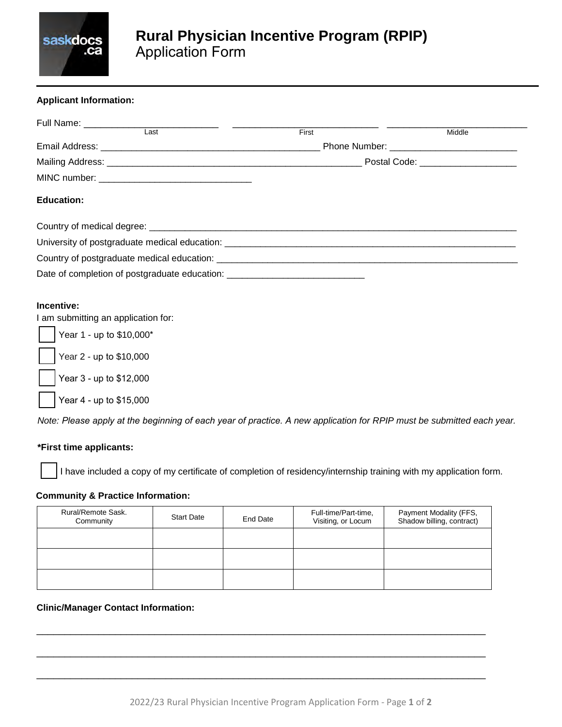# Rural Physician Incentive Program (RPIP)

Application Form

**Applicant Information:**

Full Name: ___________________________ ___________________________ ___________________________
Last First Middle

Email Address: ___________________________________________ Phone Number: _________________________

Mailing Address: ___________________________________________________ Postal Code: ___________________

MINC number: ______________________________

**Education:**

Country of medical degree: ___________________________________________________________________________

University of postgraduate medical education: ____________________________________________________________

Country of postgraduate medical education: ______________________________________________________________

Date of completion of postgraduate education: ___________________________

**Incentive:**

I am submitting an application for:

☐ Year 1 - up to $10,000*

☐ Year 2 - up to $10,000

☐ Year 3 - up to $12,000

☐ Year 4 - up to $15,000

*Note: Please apply at the beginning of each year of practice. A new application for RPIP must be submitted each year.*

***First time applicants:**

☐ I have included a copy of my certificate of completion of residency/internship training with my application form.

**Community & Practice Information:**

| Rural/Remote Sask. Community | Start Date | End Date | Full-time/Part-time, Visiting, or Locum | Payment Modality (FFS, Shadow billing, contract) |
| --- | --- | --- | --- | --- |
| | | | | |
| | | | | |
| | | | | |

**Clinic/Manager Contact Information:**

_____________________________________________________________________________________

_____________________________________________________________________________________

_____________________________________________________________________________________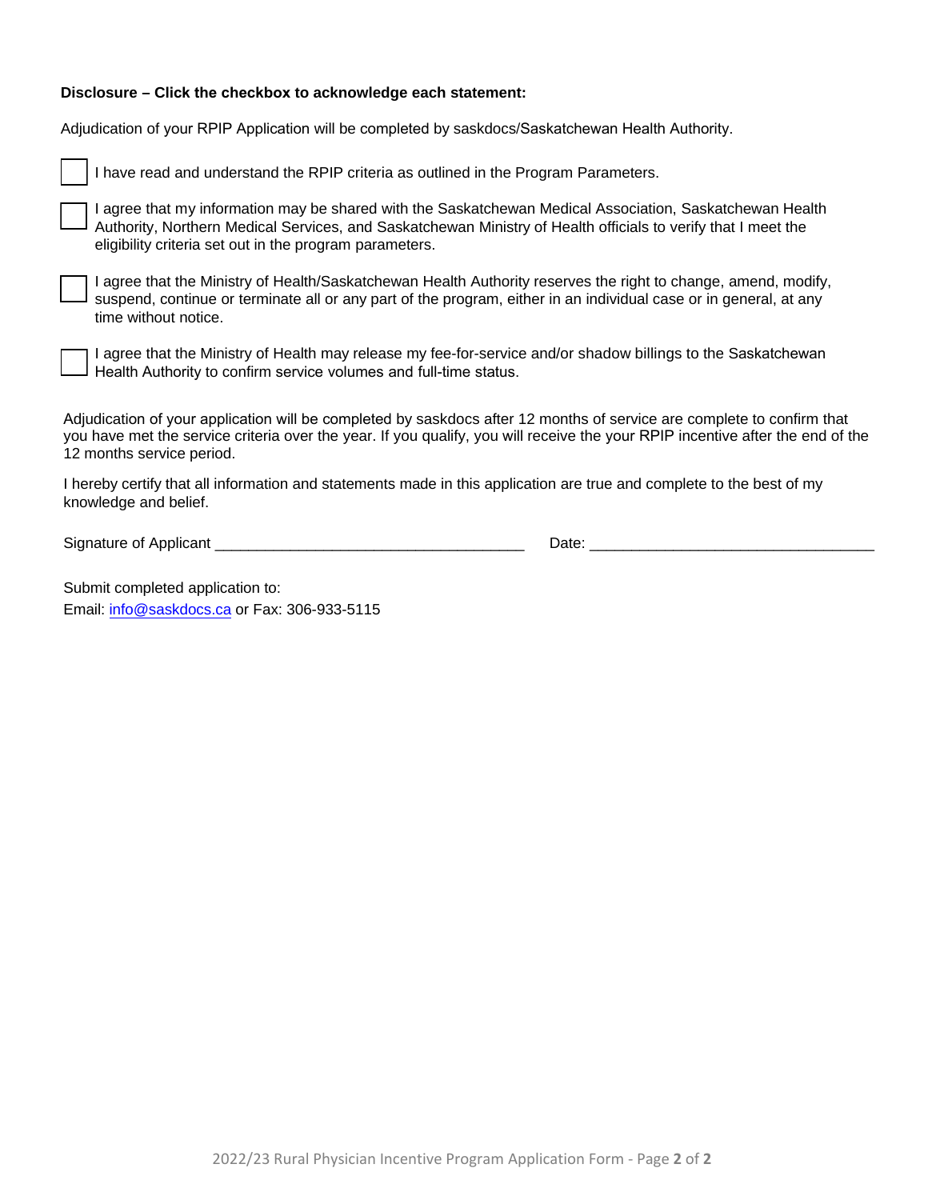**Disclosure – Click the checkbox to acknowledge each statement:**

Adjudication of your RPIP Application will be completed by saskdocs/Saskatchewan Health Authority.

- [ ] I have read and understand the RPIP criteria as outlined in the Program Parameters.
- [ ] I agree that my information may be shared with the Saskatchewan Medical Association, Saskatchewan Health Authority, Northern Medical Services, and Saskatchewan Ministry of Health officials to verify that I meet the eligibility criteria set out in the program parameters.
- [ ] I agree that the Ministry of Health/Saskatchewan Health Authority reserves the right to change, amend, modify, suspend, continue or terminate all or any part of the program, either in an individual case or in general, at any time without notice.
- [ ] I agree that the Ministry of Health may release my fee-for-service and/or shadow billings to the Saskatchewan Health Authority to confirm service volumes and full-time status.

Adjudication of your application will be completed by saskdocs after 12 months of service are complete to confirm that you have met the service criteria over the year. If you qualify, you will receive the your RPIP incentive after the end of the 12 months service period.

I hereby certify that all information and statements made in this application are true and complete to the best of my knowledge and belief.

Signature of Applicant ____________________________________ Date: __________________________________

Submit completed application to:
Email: info@saskdocs.ca or Fax: 306-933-5115